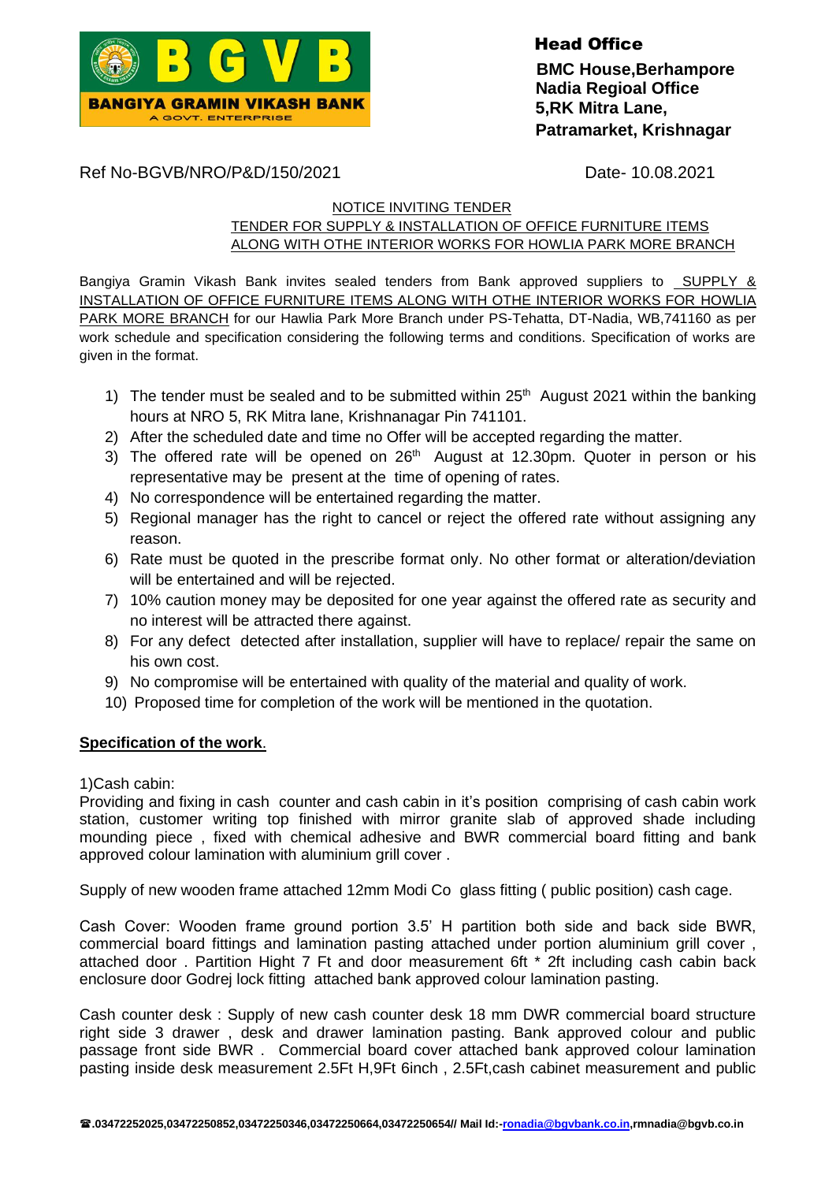**BGVB**
**BANGIYA GRAMIN VIKASH BANK**
A GOVT. ENTERPRISE

**Head Office**
**BMC House,Berhampore**
**Nadia Regioal Office**
**5,RK Mitra Lane,**
**Patramarket, Krishnagar**

Ref No-BGVB/NRO/P&D/150/2021 Date- 10.08.2021

NOTICE INVITING TENDER
TENDER FOR SUPPLY & INSTALLATION OF OFFICE FURNITURE ITEMS ALONG WITH OTHE INTERIOR WORKS FOR HOWLIA PARK MORE BRANCH

Bangiya Gramin Vikash Bank invites sealed tenders from Bank approved suppliers to SUPPLY & INSTALLATION OF OFFICE FURNITURE ITEMS ALONG WITH OTHE INTERIOR WORKS FOR HOWLIA PARK MORE BRANCH for our Hawlia Park More Branch under PS-Tehatta, DT-Nadia, WB,741160 as per work schedule and specification considering the following terms and conditions. Specification of works are given in the format.

1) The tender must be sealed and to be submitted within 25th August 2021 within the banking hours at NRO 5, RK Mitra lane, Krishnanagar Pin 741101.
2) After the scheduled date and time no Offer will be accepted regarding the matter.
3) The offered rate will be opened on 26th August at 12.30pm. Quoter in person or his representative may be present at the time of opening of rates.
4) No correspondence will be entertained regarding the matter.
5) Regional manager has the right to cancel or reject the offered rate without assigning any reason.
6) Rate must be quoted in the prescribe format only. No other format or alteration/deviation will be entertained and will be rejected.
7) 10% caution money may be deposited for one year against the offered rate as security and no interest will be attracted there against.
8) For any defect detected after installation, supplier will have to replace/ repair the same on his own cost.
9) No compromise will be entertained with quality of the material and quality of work.
10) Proposed time for completion of the work will be mentioned in the quotation.

**Specification of the work.**

1)Cash cabin:
Providing and fixing in cash counter and cash cabin in it's position comprising of cash cabin work station, customer writing top finished with mirror granite slab of approved shade including mounding piece , fixed with chemical adhesive and BWR commercial board fitting and bank approved colour lamination with aluminium grill cover .

Supply of new wooden frame attached 12mm Modi Co glass fitting ( public position) cash cage.

Cash Cover: Wooden frame ground portion 3.5' H partition both side and back side BWR, commercial board fittings and lamination pasting attached under portion aluminium grill cover , attached door . Partition Hight 7 Ft and door measurement 6ft * 2ft including cash cabin back enclosure door Godrej lock fitting attached bank approved colour lamination pasting.

Cash counter desk : Supply of new cash counter desk 18 mm DWR commercial board structure right side 3 drawer , desk and drawer lamination pasting. Bank approved colour and public passage front side BWR . Commercial board cover attached bank approved colour lamination pasting inside desk measurement 2.5Ft H,9Ft 6inch , 2.5Ft,cash cabinet measurement and public

☎.03472252025,03472250852,03472250346,03472250664,03472250654// Mail Id:-ronadia@bgvbank.co.in,rmnadia@bgvb.co.in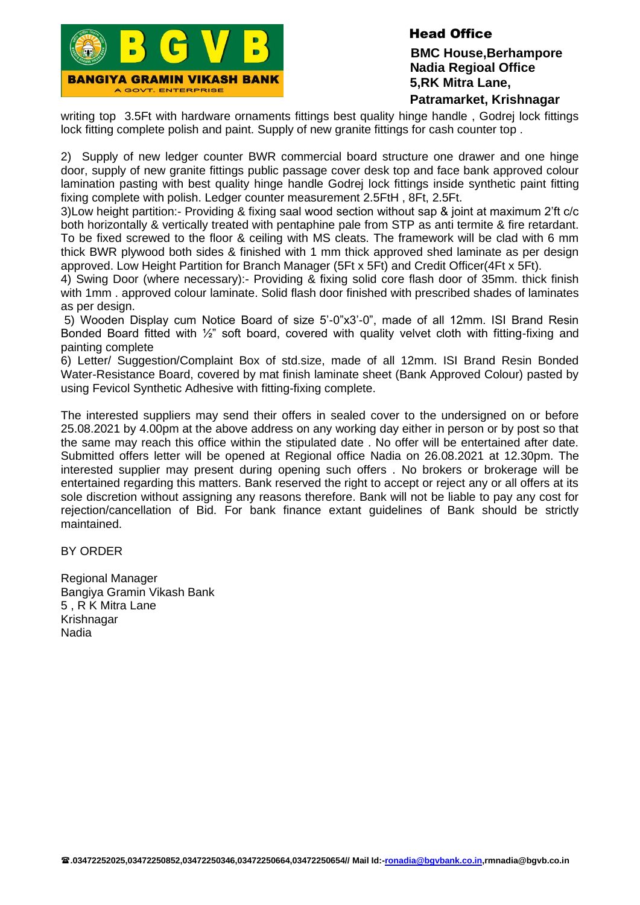writing top 3.5Ft with hardware ornaments fittings best quality hinge handle , Godrej lock fittings lock fitting complete polish and paint. Supply of new granite fittings for cash counter top .

2) Supply of new ledger counter BWR commercial board structure one drawer and one hinge door, supply of new granite fittings public passage cover desk top and face bank approved colour lamination pasting with best quality hinge handle Godrej lock fittings inside synthetic paint fitting fixing complete with polish. Ledger counter measurement 2.5FtH , 8Ft, 2.5Ft.

3)Low height partition:- Providing & fixing saal wood section without sap & joint at maximum 2'ft c/c both horizontally & vertically treated with pentaphine pale from STP as anti termite & fire retardant. To be fixed screwed to the floor & ceiling with MS cleats. The framework will be clad with 6 mm thick BWR plywood both sides & finished with 1 mm thick approved shed laminate as per design approved. Low Height Partition for Branch Manager (5Ft x 5Ft) and Credit Officer(4Ft x 5Ft).

4) Swing Door (where necessary):- Providing & fixing solid core flash door of 35mm. thick finish with 1mm . approved colour laminate. Solid flash door finished with prescribed shades of laminates as per design.

5) Wooden Display cum Notice Board of size 5'-0"x3'-0", made of all 12mm. ISI Brand Resin Bonded Board fitted with ½" soft board, covered with quality velvet cloth with fitting-fixing and painting complete

6) Letter/ Suggestion/Complaint Box of std.size, made of all 12mm. ISI Brand Resin Bonded Water-Resistance Board, covered by mat finish laminate sheet (Bank Approved Colour) pasted by using Fevicol Synthetic Adhesive with fitting-fixing complete.

The interested suppliers may send their offers in sealed cover to the undersigned on or before 25.08.2021 by 4.00pm at the above address on any working day either in person or by post so that the same may reach this office within the stipulated date . No offer will be entertained after date. Submitted offers letter will be opened at Regional office Nadia on 26.08.2021 at 12.30pm. The interested supplier may present during opening such offers . No brokers or brokerage will be entertained regarding this matters. Bank reserved the right to accept or reject any or all offers at its sole discretion without assigning any reasons therefore. Bank will not be liable to pay any cost for rejection/cancellation of Bid. For bank finance extant guidelines of Bank should be strictly maintained.

BY ORDER

Regional Manager
Bangiya Gramin Vikash Bank
5 , R K Mitra Lane
Krishnagar
Nadia